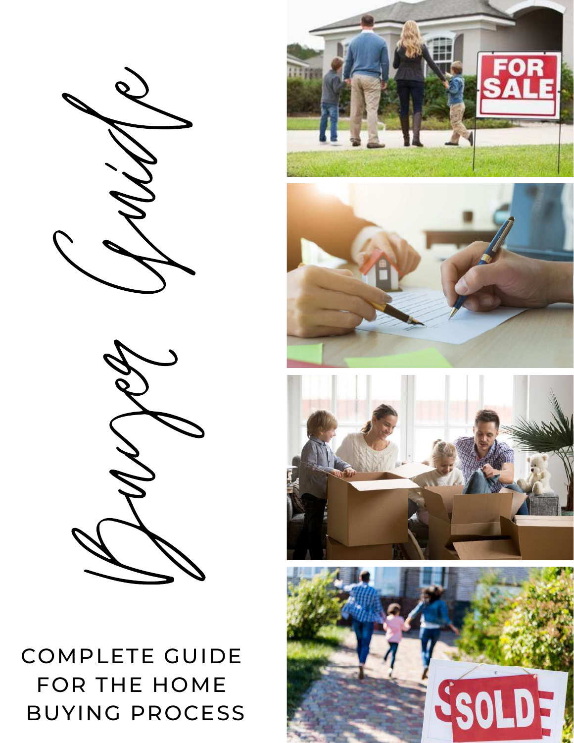# Buyer Guide

COMPLETE GUIDE FOR THE HOME BUYING PROCESS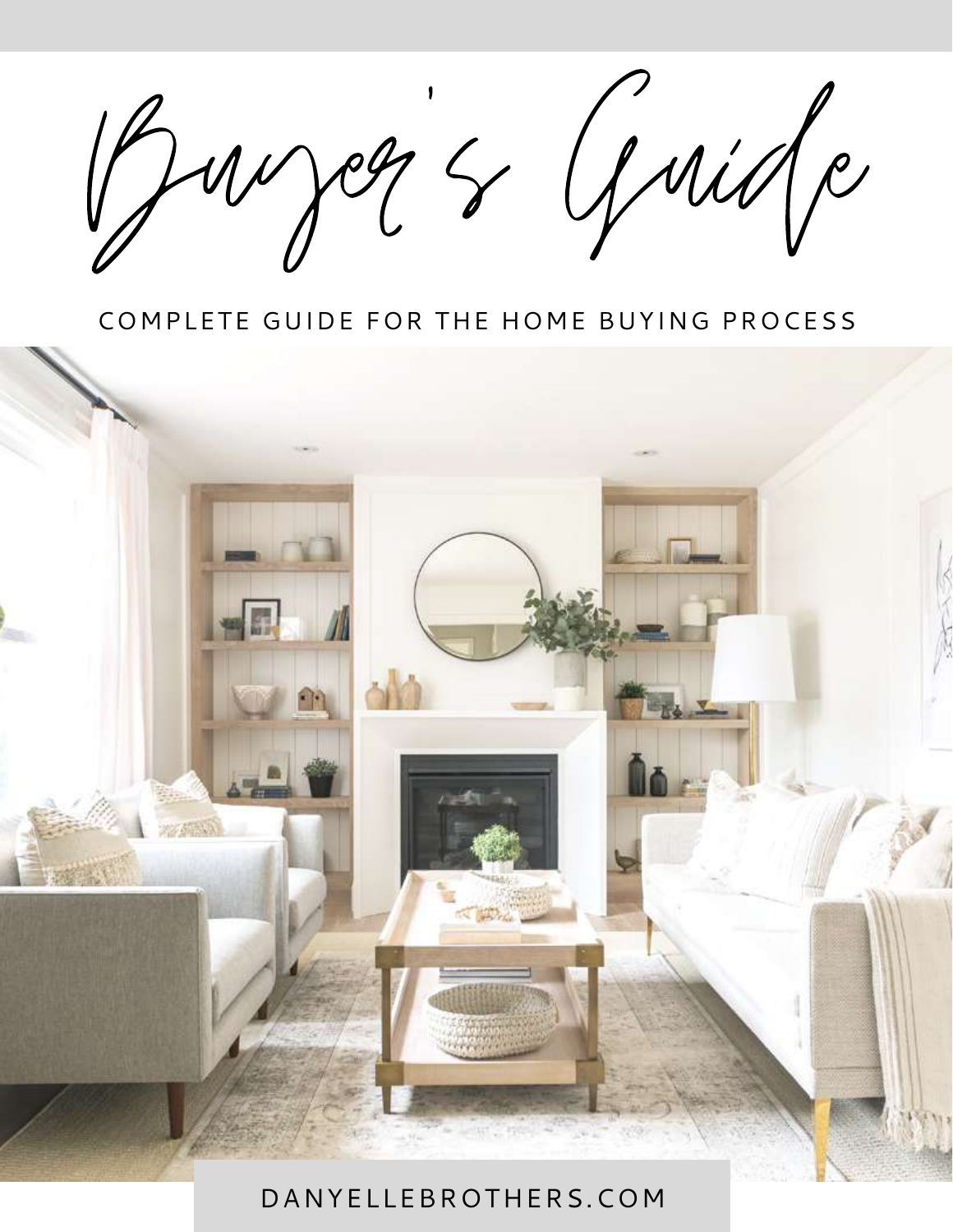# Buyer's Guide

COMPLETE GUIDE FOR THE HOME BUYING PROCESS

DANYELLEBROTHERS.COM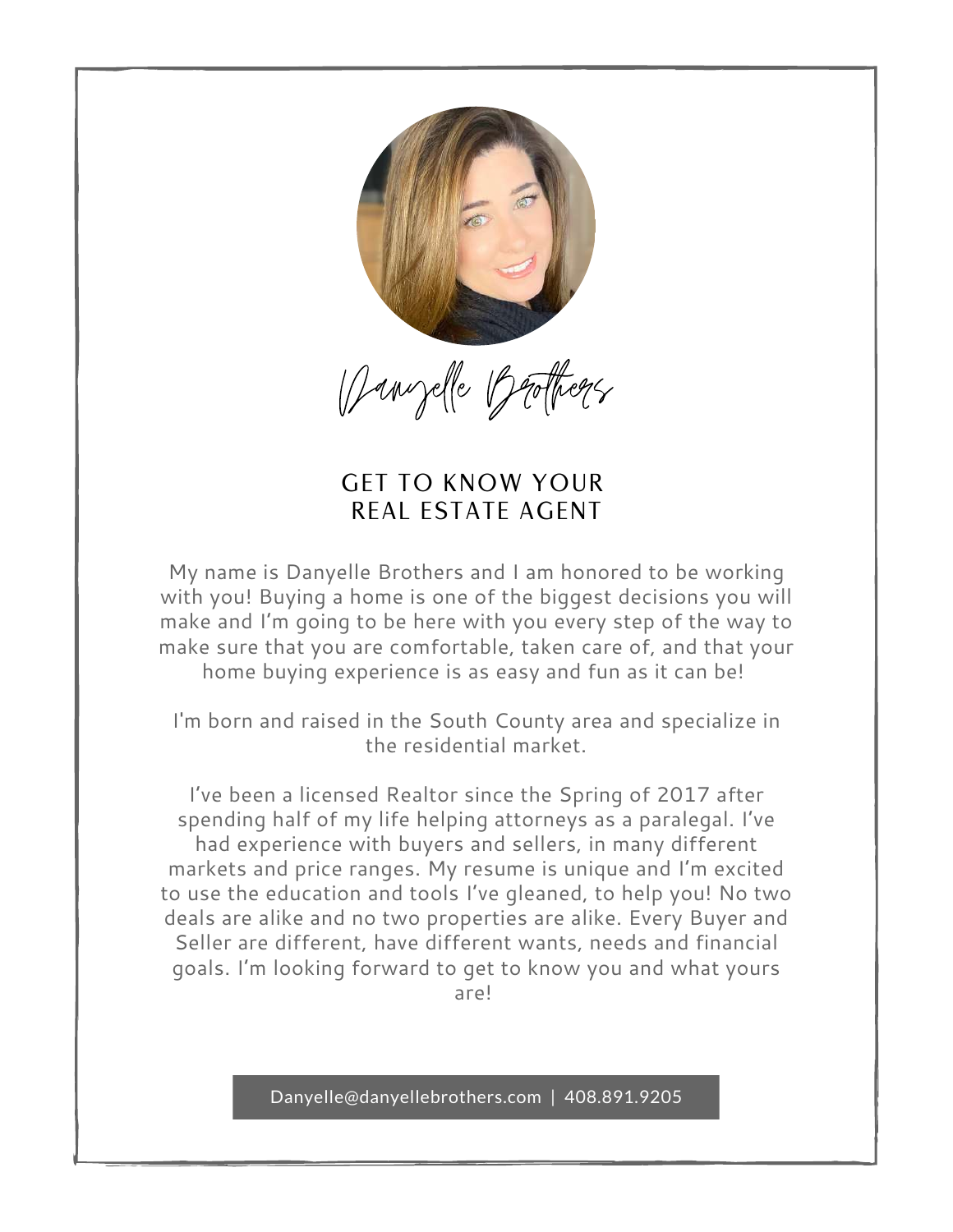*Danyelle Brothers*

## GET TO KNOW YOUR REAL ESTATE AGENT

My name is Danyelle Brothers and I am honored to be working with you! Buying a home is one of the biggest decisions you will make and I'm going to be here with you every step of the way to make sure that you are comfortable, taken care of, and that your home buying experience is as easy and fun as it can be!

I'm born and raised in the South County area and specialize in the residential market.

I've been a licensed Realtor since the Spring of 2017 after spending half of my life helping attorneys as a paralegal. I've had experience with buyers and sellers, in many different markets and price ranges. My resume is unique and I'm excited to use the education and tools I've gleaned, to help you! No two deals are alike and no two properties are alike. Every Buyer and Seller are different, have different wants, needs and financial goals. I'm looking forward to get to know you and what yours are!

Danyelle@danyellebrothers.com | 408.891.9205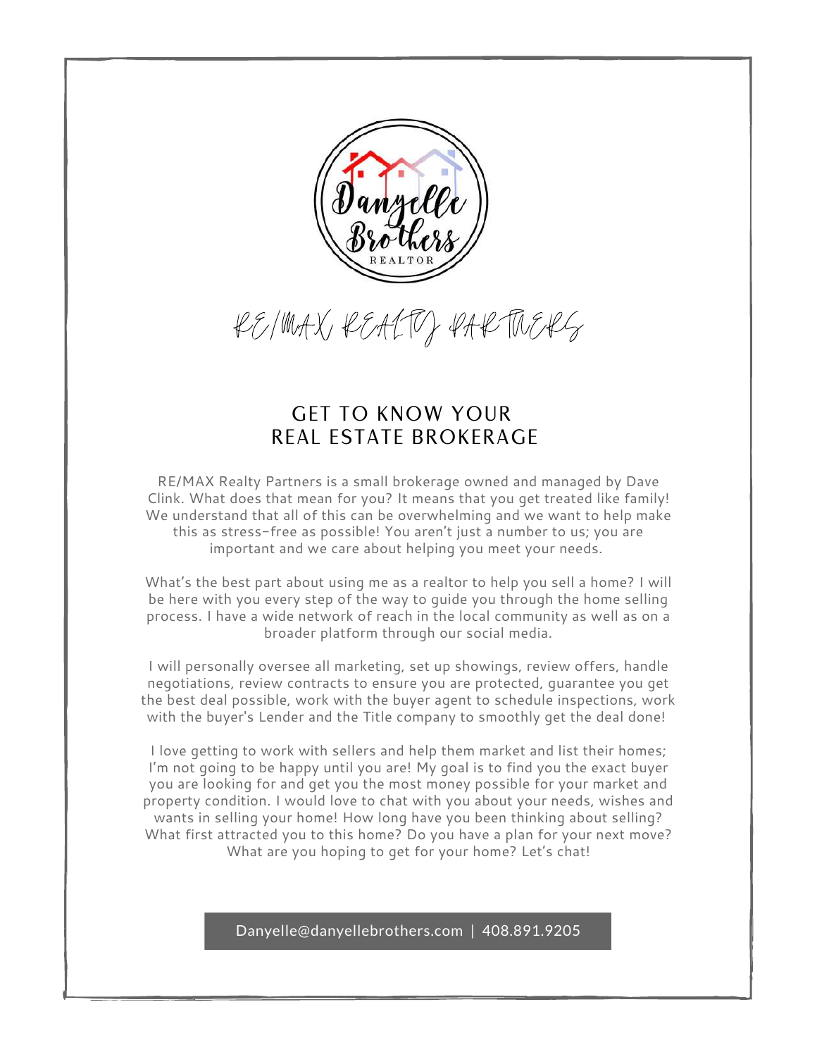Danyelle Brothers
REALTOR

RE/MAX REALTY PARTNERS

## GET TO KNOW YOUR REAL ESTATE BROKERAGE

RE/MAX Realty Partners is a small brokerage owned and managed by Dave Clink. What does that mean for you? It means that you get treated like family! We understand that all of this can be overwhelming and we want to help make this as stress-free as possible! You aren't just a number to us; you are important and we care about helping you meet your needs.

What's the best part about using me as a realtor to help you sell a home? I will be here with you every step of the way to guide you through the home selling process. I have a wide network of reach in the local community as well as on a broader platform through our social media.

I will personally oversee all marketing, set up showings, review offers, handle negotiations, review contracts to ensure you are protected, guarantee you get the best deal possible, work with the buyer agent to schedule inspections, work with the buyer's Lender and the Title company to smoothly get the deal done!

I love getting to work with sellers and help them market and list their homes; I'm not going to be happy until you are! My goal is to find you the exact buyer you are looking for and get you the most money possible for your market and property condition. I would love to chat with you about your needs, wishes and wants in selling your home! How long have you been thinking about selling? What first attracted you to this home? Do you have a plan for your next move? What are you hoping to get for your home? Let's chat!

Danyelle@danyellebrothers.com | 408.891.9205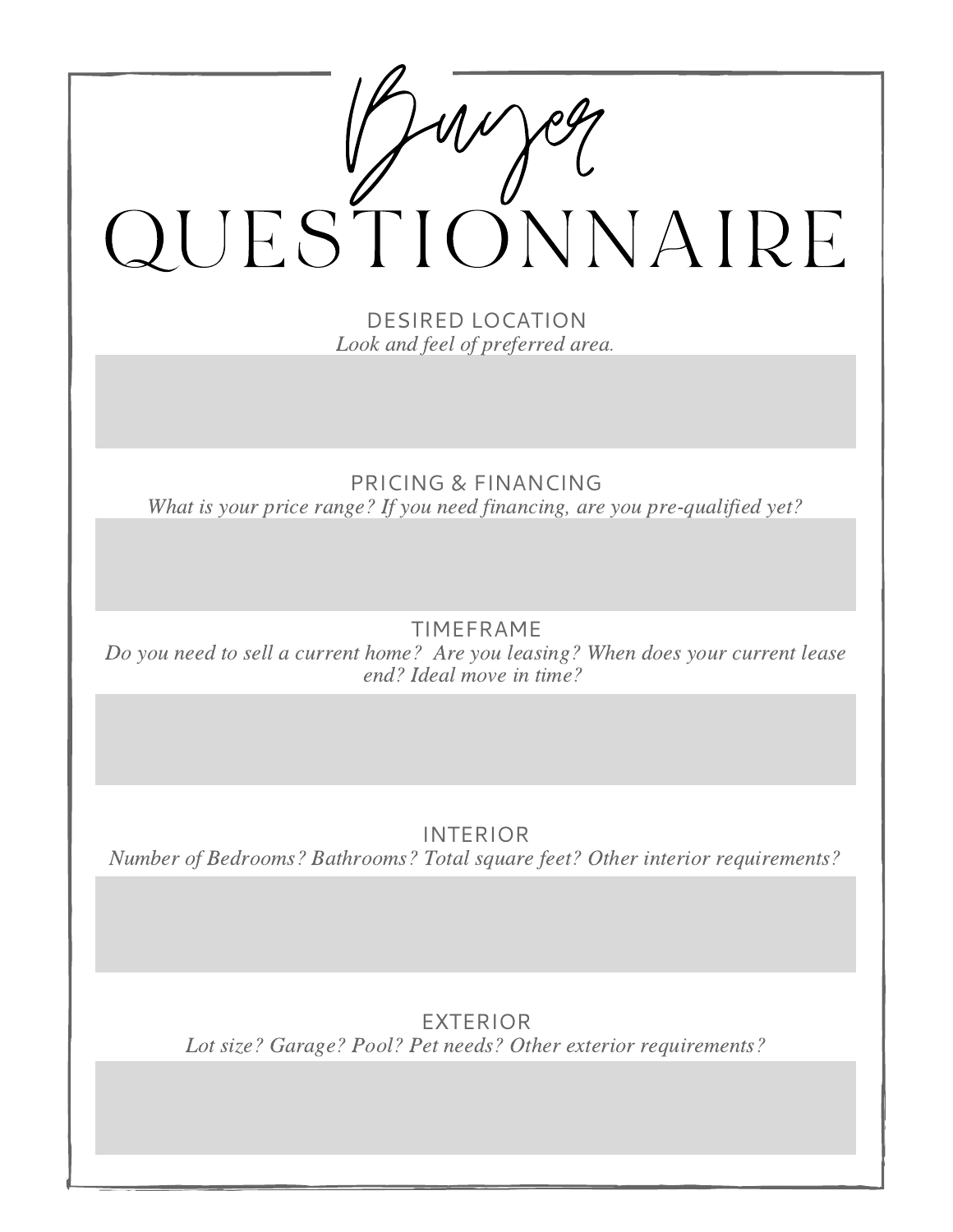# Buyer QUESTIONNAIRE

## DESIRED LOCATION

*Look and feel of preferred area.*

## PRICING & FINANCING

*What is your price range? If you need financing, are you pre-qualified yet?*

## TIMEFRAME

*Do you need to sell a current home? Are you leasing? When does your current lease end? Ideal move in time?*

## INTERIOR

*Number of Bedrooms? Bathrooms? Total square feet? Other interior requirements?*

## EXTERIOR

*Lot size? Garage? Pool? Pet needs? Other exterior requirements?*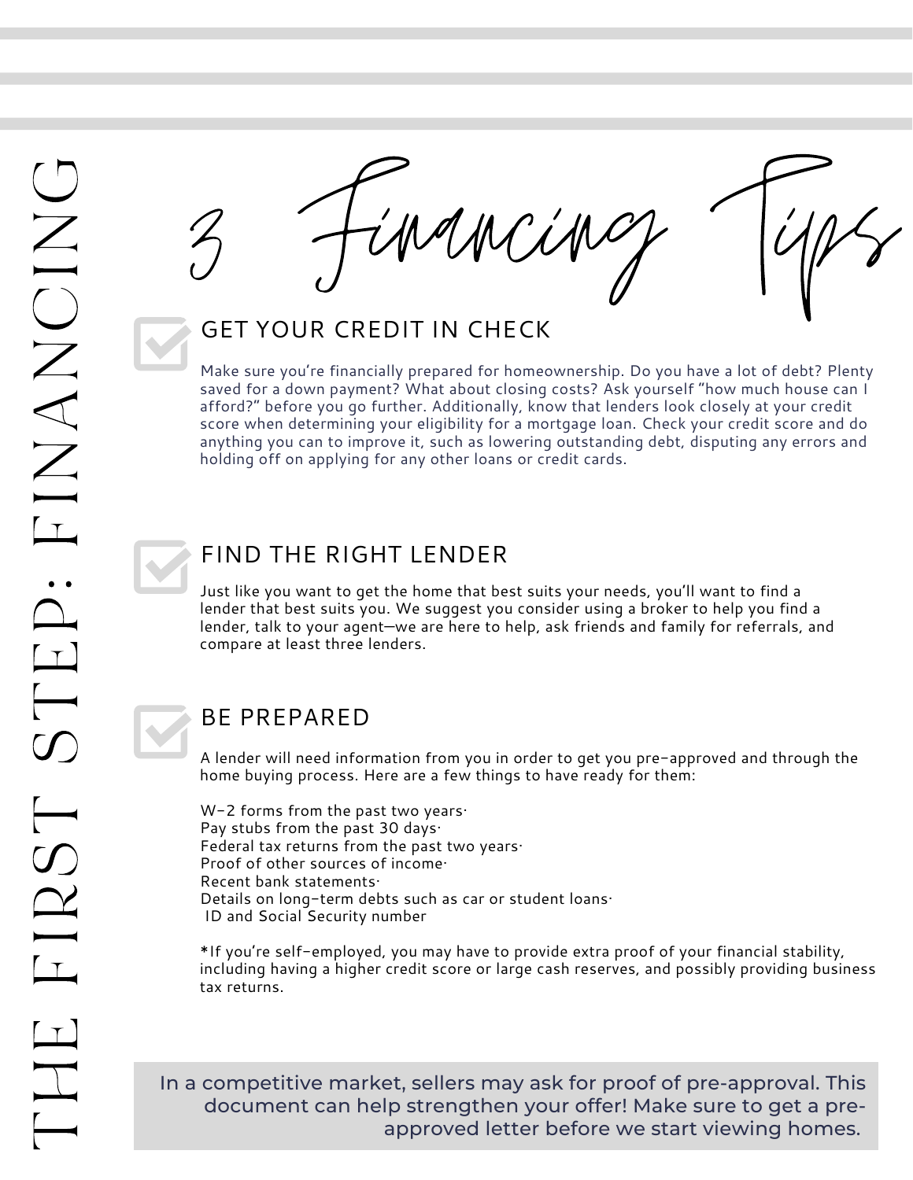# THE FIRST STEP: FINANCING

# 3 Financing Tips

## GET YOUR CREDIT IN CHECK

Make sure you're financially prepared for homeownership. Do you have a lot of debt? Plenty saved for a down payment? What about closing costs? Ask yourself "how much house can I afford?" before you go further. Additionally, know that lenders look closely at your credit score when determining your eligibility for a mortgage loan. Check your credit score and do anything you can to improve it, such as lowering outstanding debt, disputing any errors and holding off on applying for any other loans or credit cards.

## FIND THE RIGHT LENDER

Just like you want to get the home that best suits your needs, you'll want to find a lender that best suits you. We suggest you consider using a broker to help you find a lender, talk to your agent—we are here to help, ask friends and family for referrals, and compare at least three lenders.

## BE PREPARED

A lender will need information from you in order to get you pre-approved and through the home buying process. Here are a few things to have ready for them:

W-2 forms from the past two years·
Pay stubs from the past 30 days·
Federal tax returns from the past two years·
Proof of other sources of income·
Recent bank statements·
Details on long-term debts such as car or student loans·
ID and Social Security number

*If you're self-employed, you may have to provide extra proof of your financial stability, including having a higher credit score or large cash reserves, and possibly providing business tax returns.

In a competitive market, sellers may ask for proof of pre-approval. This document can help strengthen your offer! Make sure to get a pre-approved letter before we start viewing homes.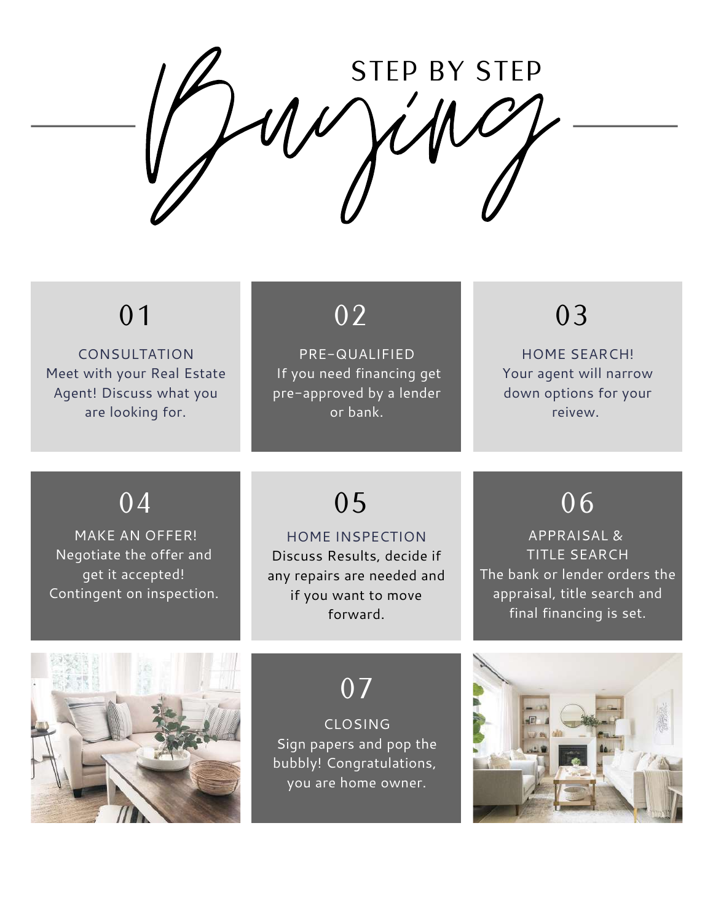# STEP BY STEP *Buying*

## 01

CONSULTATION

Meet with your Real Estate Agent! Discuss what you are looking for.

## 02

PRE-QUALIFIED

If you need financing get pre-approved by a lender or bank.

## 03

HOME SEARCH!

Your agent will narrow down options for your reivew.

## 04

MAKE AN OFFER!

Negotiate the offer and get it accepted! Contingent on inspection.

## 05

HOME INSPECTION

Discuss Results, decide if any repairs are needed and if you want to move forward.

## 06

APPRAISAL & TITLE SEARCH

The bank or lender orders the appraisal, title search and final financing is set.

## 07

CLOSING

Sign papers and pop the bubbly! Congratulations, you are home owner.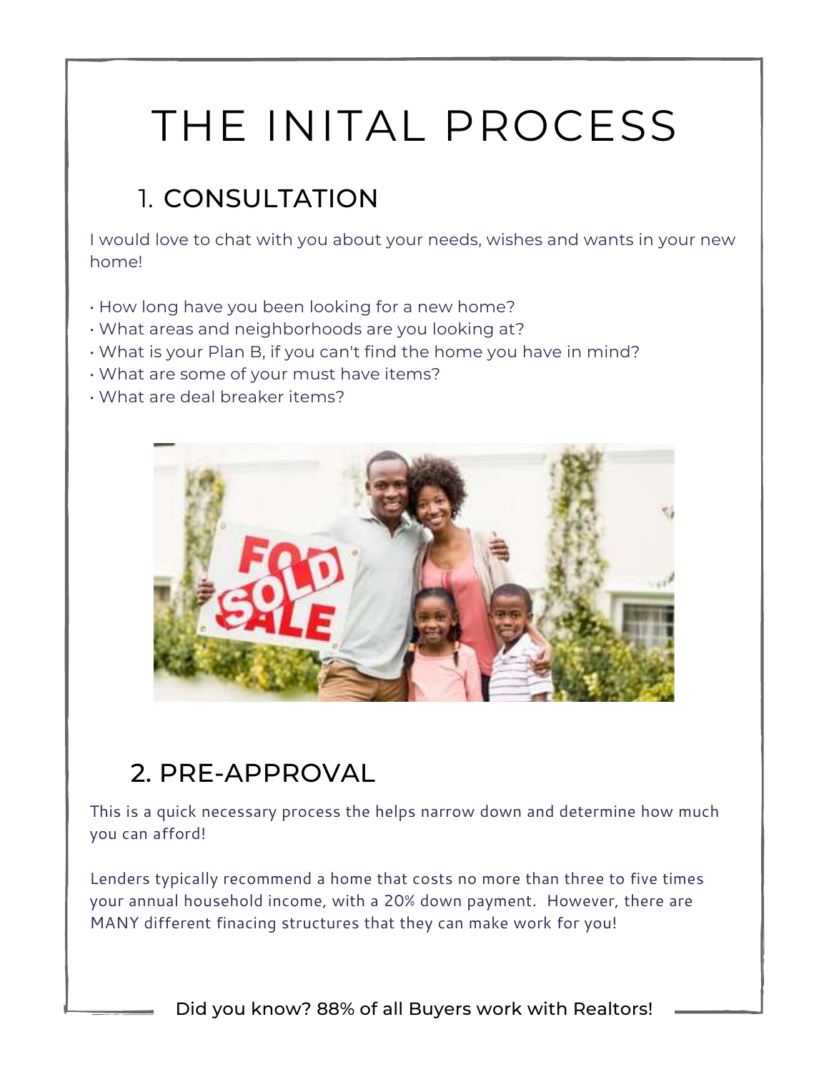# THE INITAL PROCESS

## 1. CONSULTATION

I would love to chat with you about your needs, wishes and wants in your new home!

- How long have you been looking for a new home?
- What areas and neighborhoods are you looking at?
- What is your Plan B, if you can't find the home you have in mind?
- What are some of your must have items?
- What are deal breaker items?

## 2. PRE-APPROVAL

This is a quick necessary process the helps narrow down and determine how much you can afford!

Lenders typically recommend a home that costs no more than three to five times your annual household income, with a 20% down payment. However, there are MANY different finacing structures that they can make work for you!

Did you know? 88% of all Buyers work with Realtors!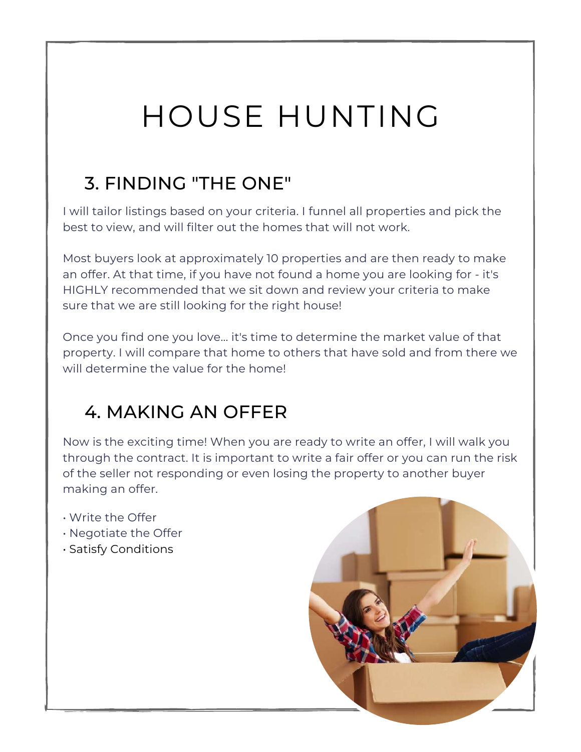# HOUSE HUNTING

## 3. FINDING "THE ONE"

I will tailor listings based on your criteria. I funnel all properties and pick the best to view, and will filter out the homes that will not work.

Most buyers look at approximately 10 properties and are then ready to make an offer. At that time, if you have not found a home you are looking for - it's HIGHLY recommended that we sit down and review your criteria to make sure that we are still looking for the right house!

Once you find one you love... it's time to determine the market value of that property. I will compare that home to others that have sold and from there we will determine the value for the home!

## 4. MAKING AN OFFER

Now is the exciting time! When you are ready to write an offer, I will walk you through the contract. It is important to write a fair offer or you can run the risk of the seller not responding or even losing the property to another buyer making an offer.

- Write the Offer
- Negotiate the Offer
- Satisfy Conditions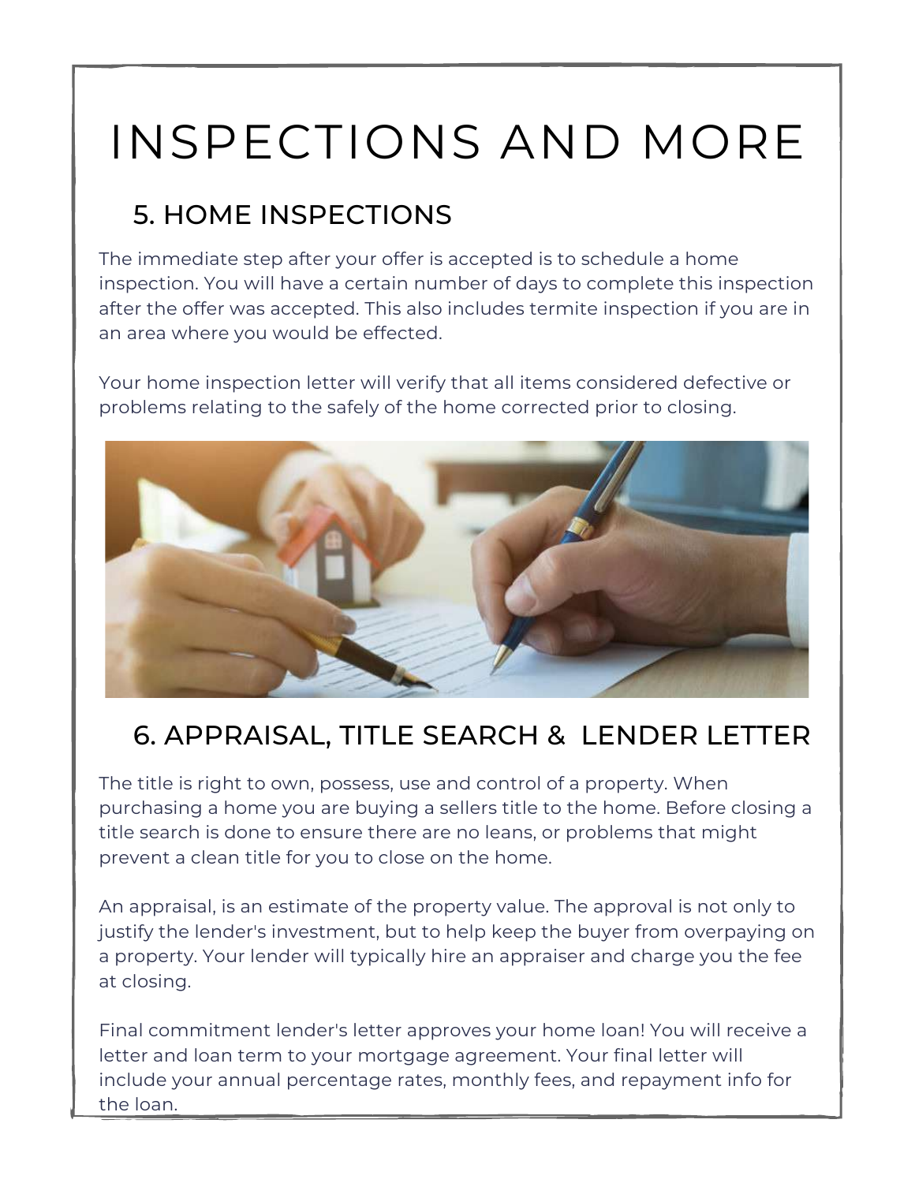# INSPECTIONS AND MORE

## 5. HOME INSPECTIONS

The immediate step after your offer is accepted is to schedule a home inspection. You will have a certain number of days to complete this inspection after the offer was accepted. This also includes termite inspection if you are in an area where you would be effected.

Your home inspection letter will verify that all items considered defective or problems relating to the safely of the home corrected prior to closing.

## 6. APPRAISAL, TITLE SEARCH & LENDER LETTER

The title is right to own, possess, use and control of a property. When purchasing a home you are buying a sellers title to the home. Before closing a title search is done to ensure there are no leans, or problems that might prevent a clean title for you to close on the home.

An appraisal, is an estimate of the property value. The approval is not only to justify the lender's investment, but to help keep the buyer from overpaying on a property. Your lender will typically hire an appraiser and charge you the fee at closing.

Final commitment lender's letter approves your home loan! You will receive a letter and loan term to your mortgage agreement. Your final letter will include your annual percentage rates, monthly fees, and repayment info for the loan.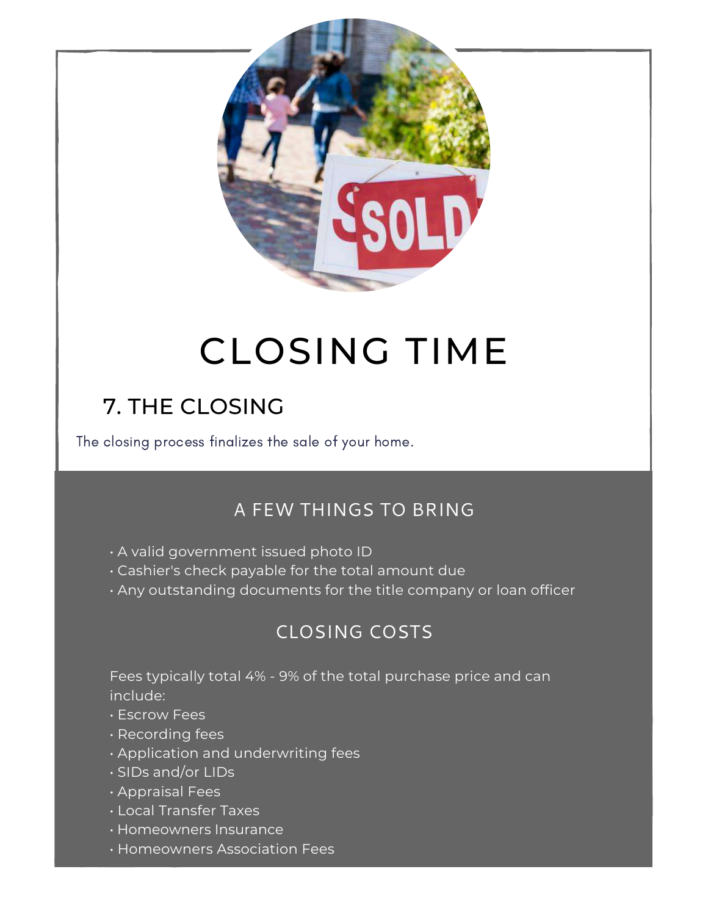# CLOSING TIME

## 7. THE CLOSING

The closing process finalizes the sale of your home.

### A FEW THINGS TO BRING

- A valid government issued photo ID
- Cashier's check payable for the total amount due
- Any outstanding documents for the title company or loan officer

### CLOSING COSTS

Fees typically total 4% - 9% of the total purchase price and can include:

- Escrow Fees
- Recording fees
- Application and underwriting fees
- SIDs and/or LIDs
- Appraisal Fees
- Local Transfer Taxes
- Homeowners Insurance
- Homeowners Association Fees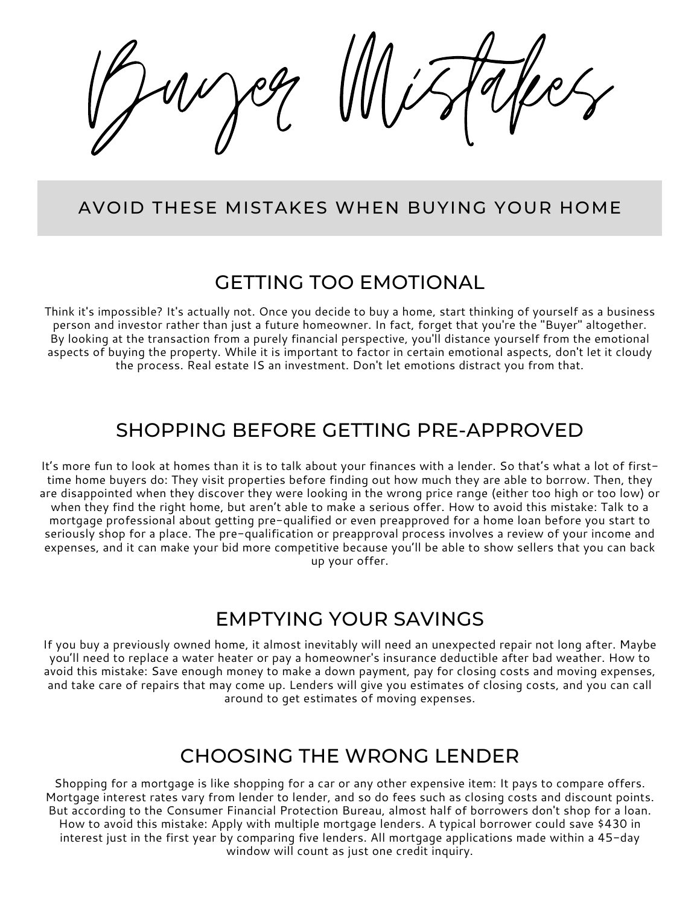# Buyer Mistakes

## AVOID THESE MISTAKES WHEN BUYING YOUR HOME

### GETTING TOO EMOTIONAL

Think it's impossible? It's actually not. Once you decide to buy a home, start thinking of yourself as a business person and investor rather than just a future homeowner. In fact, forget that you're the "Buyer" altogether. By looking at the transaction from a purely financial perspective, you'll distance yourself from the emotional aspects of buying the property. While it is important to factor in certain emotional aspects, don't let it cloudy the process. Real estate IS an investment. Don't let emotions distract you from that.

### SHOPPING BEFORE GETTING PRE-APPROVED

It's more fun to look at homes than it is to talk about your finances with a lender. So that's what a lot of first-time home buyers do: They visit properties before finding out how much they are able to borrow. Then, they are disappointed when they discover they were looking in the wrong price range (either too high or too low) or when they find the right home, but aren't able to make a serious offer. How to avoid this mistake: Talk to a mortgage professional about getting pre-qualified or even preapproved for a home loan before you start to seriously shop for a place. The pre-qualification or preapproval process involves a review of your income and expenses, and it can make your bid more competitive because you'll be able to show sellers that you can back up your offer.

### EMPTYING YOUR SAVINGS

If you buy a previously owned home, it almost inevitably will need an unexpected repair not long after. Maybe you'll need to replace a water heater or pay a homeowner's insurance deductible after bad weather. How to avoid this mistake: Save enough money to make a down payment, pay for closing costs and moving expenses, and take care of repairs that may come up. Lenders will give you estimates of closing costs, and you can call around to get estimates of moving expenses.

### CHOOSING THE WRONG LENDER

Shopping for a mortgage is like shopping for a car or any other expensive item: It pays to compare offers. Mortgage interest rates vary from lender to lender, and so do fees such as closing costs and discount points. But according to the Consumer Financial Protection Bureau, almost half of borrowers don't shop for a loan. How to avoid this mistake: Apply with multiple mortgage lenders. A typical borrower could save $430 in interest just in the first year by comparing five lenders. All mortgage applications made within a 45-day window will count as just one credit inquiry.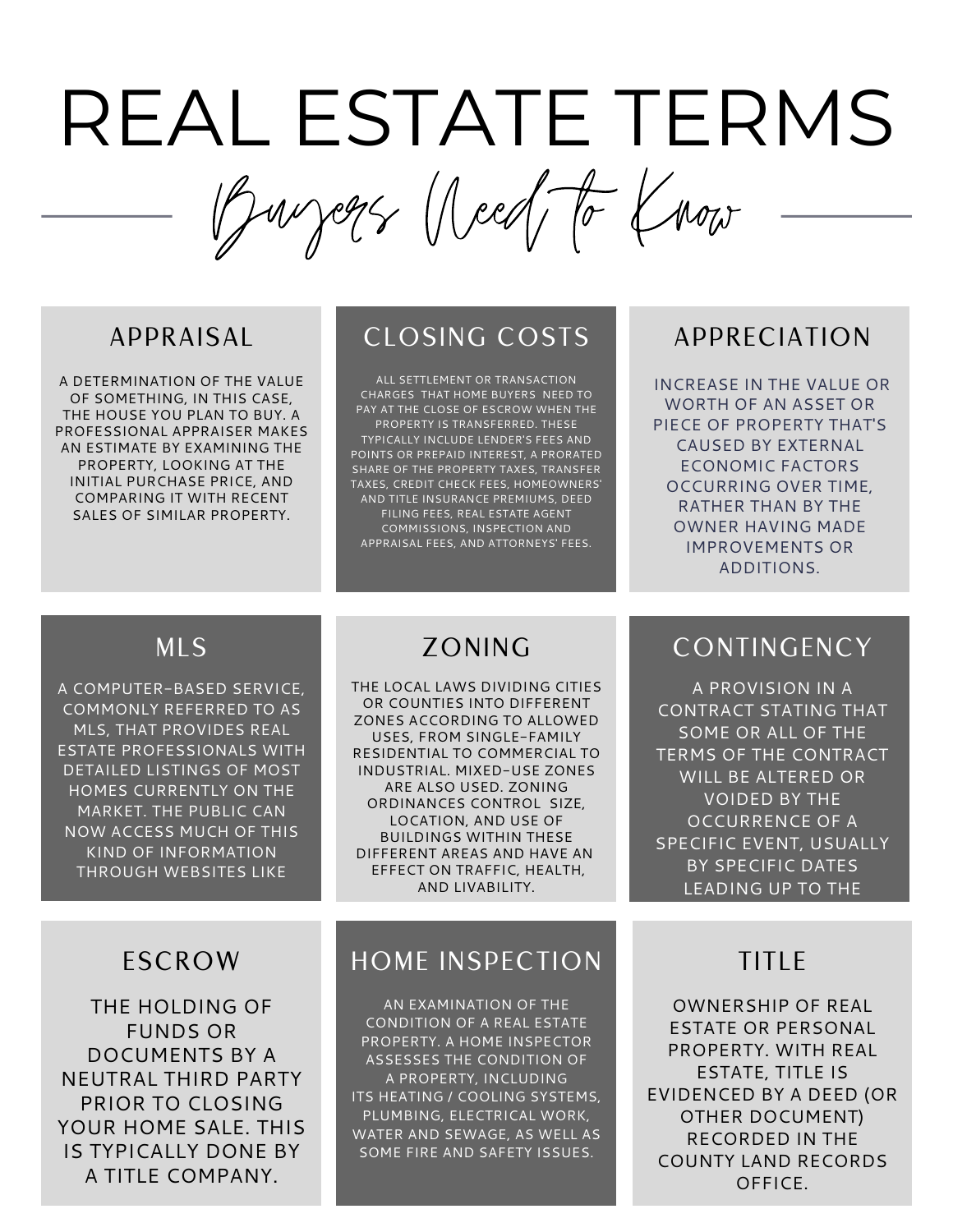# REAL ESTATE TERMS

## Buyers Need to Know

### APPRAISAL

A DETERMINATION OF THE VALUE OF SOMETHING, IN THIS CASE, THE HOUSE YOU PLAN TO BUY. A PROFESSIONAL APPRAISER MAKES AN ESTIMATE BY EXAMINING THE PROPERTY, LOOKING AT THE INITIAL PURCHASE PRICE, AND COMPARING IT WITH RECENT SALES OF SIMILAR PROPERTY.

### CLOSING COSTS

ALL SETTLEMENT OR TRANSACTION CHARGES THAT HOME BUYERS NEED TO PAY AT THE CLOSE OF ESCROW WHEN THE PROPERTY IS TRANSFERRED. THESE TYPICALLY INCLUDE LENDER'S FEES AND POINTS OR PREPAID INTEREST, A PRORATED SHARE OF THE PROPERTY TAXES, TRANSFER TAXES, CREDIT CHECK FEES, HOMEOWNERS' AND TITLE INSURANCE PREMIUMS, DEED FILING FEES, REAL ESTATE AGENT COMMISSIONS, INSPECTION AND APPRAISAL FEES, AND ATTORNEYS' FEES.

### APPRECIATION

INCREASE IN THE VALUE OR WORTH OF AN ASSET OR PIECE OF PROPERTY THAT'S CAUSED BY EXTERNAL ECONOMIC FACTORS OCCURRING OVER TIME, RATHER THAN BY THE OWNER HAVING MADE IMPROVEMENTS OR ADDITIONS.

### MLS

A COMPUTER-BASED SERVICE, COMMONLY REFERRED TO AS MLS, THAT PROVIDES REAL ESTATE PROFESSIONALS WITH DETAILED LISTINGS OF MOST HOMES CURRENTLY ON THE MARKET. THE PUBLIC CAN NOW ACCESS MUCH OF THIS KIND OF INFORMATION THROUGH WEBSITES LIKE

### ZONING

THE LOCAL LAWS DIVIDING CITIES OR COUNTIES INTO DIFFERENT ZONES ACCORDING TO ALLOWED USES, FROM SINGLE-FAMILY RESIDENTIAL TO COMMERCIAL TO INDUSTRIAL. MIXED-USE ZONES ARE ALSO USED. ZONING ORDINANCES CONTROL SIZE, LOCATION, AND USE OF BUILDINGS WITHIN THESE DIFFERENT AREAS AND HAVE AN EFFECT ON TRAFFIC, HEALTH, AND LIVABILITY.

### CONTINGENCY

A PROVISION IN A CONTRACT STATING THAT SOME OR ALL OF THE TERMS OF THE CONTRACT WILL BE ALTERED OR VOIDED BY THE OCCURRENCE OF A SPECIFIC EVENT, USUALLY BY SPECIFIC DATES LEADING UP TO THE

### ESCROW

THE HOLDING OF FUNDS OR DOCUMENTS BY A NEUTRAL THIRD PARTY PRIOR TO CLOSING YOUR HOME SALE. THIS IS TYPICALLY DONE BY A TITLE COMPANY.

### HOME INSPECTION

AN EXAMINATION OF THE CONDITION OF A REAL ESTATE PROPERTY. A HOME INSPECTOR ASSESSES THE CONDITION OF A PROPERTY, INCLUDING ITS HEATING / COOLING SYSTEMS, PLUMBING, ELECTRICAL WORK, WATER AND SEWAGE, AS WELL AS SOME FIRE AND SAFETY ISSUES.

### TITLE

OWNERSHIP OF REAL ESTATE OR PERSONAL PROPERTY. WITH REAL ESTATE, TITLE IS EVIDENCED BY A DEED (OR OTHER DOCUMENT) RECORDED IN THE COUNTY LAND RECORDS OFFICE.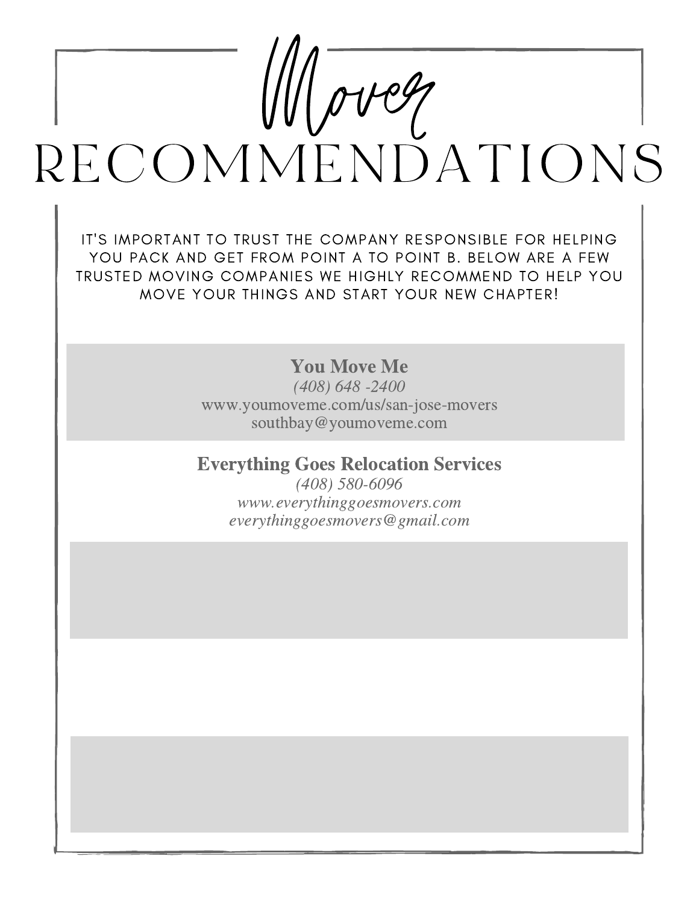# Mover RECOMMENDATIONS

IT'S IMPORTANT TO TRUST THE COMPANY RESPONSIBLE FOR HELPING YOU PACK AND GET FROM POINT A TO POINT B. BELOW ARE A FEW TRUSTED MOVING COMPANIES WE HIGHLY RECOMMEND TO HELP YOU MOVE YOUR THINGS AND START YOUR NEW CHAPTER!

**You Move Me**
*(408) 648 -2400*
www.youmoveme.com/us/san-jose-movers
southbay@youmoveme.com

**Everything Goes Relocation Services**
*(408) 580-6096*
*www.everythinggoesmovers.com*
*everythinggoesmovers@gmail.com*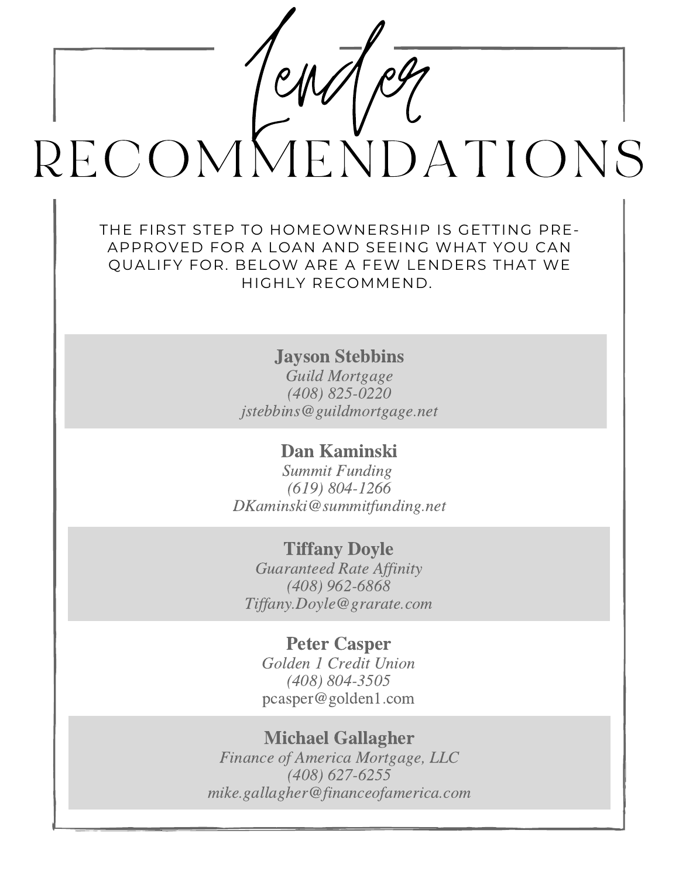# Lender RECOMMENDATIONS

THE FIRST STEP TO HOMEOWNERSHIP IS GETTING PRE-APPROVED FOR A LOAN AND SEEING WHAT YOU CAN QUALIFY FOR. BELOW ARE A FEW LENDERS THAT WE HIGHLY RECOMMEND.

**Jayson Stebbins**
*Guild Mortgage*
*(408) 825-0220*
*jstebbins@guildmortgage.net*

**Dan Kaminski**
*Summit Funding*
*(619) 804-1266*
*DKaminski@summitfunding.net*

**Tiffany Doyle**
*Guaranteed Rate Affinity*
*(408) 962-6868*
*Tiffany.Doyle@grarate.com*

**Peter Casper**
*Golden 1 Credit Union*
*(408) 804-3505*
pcasper@golden1.com

**Michael Gallagher**
*Finance of America Mortgage, LLC*
*(408) 627-6255*
*mike.gallagher@financeofamerica.com*